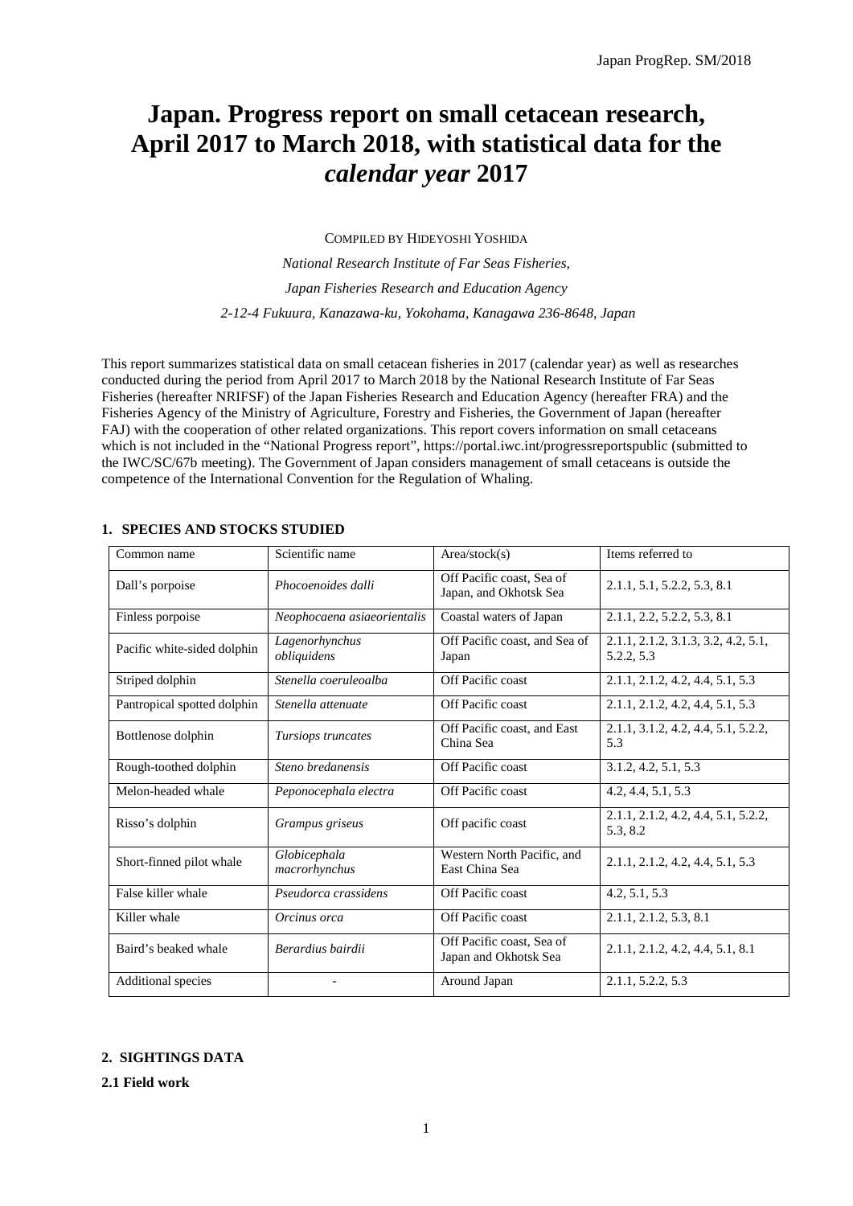# Japan. Progress report on small cetacean research, April 2017 to March 2018, with statistical data for the *calendar year* 2017

COMPILED BY HIDEYOSHI YOSHIDA

*National Research Institute of Far Seas Fisheries,*

*Japan Fisheries Research and Education Agency*

*2-12-4 Fukuura, Kanazawa-ku, Yokohama, Kanagawa 236-8648, Japan*

This report summarizes statistical data on small cetacean fisheries in 2017 (calendar year) as well as researches conducted during the period from April 2017 to March 2018 by the National Research Institute of Far Seas Fisheries (hereafter NRIFSF) of the Japan Fisheries Research and Education Agency (hereafter FRA) and the Fisheries Agency of the Ministry of Agriculture, Forestry and Fisheries, the Government of Japan (hereafter FAJ) with the cooperation of other related organizations. This report covers information on small cetaceans which is not included in the "National Progress report", https://portal.iwc.int/progressreportspublic (submitted to the IWC/SC/67b meeting). The Government of Japan considers management of small cetaceans is outside the competence of the International Convention for the Regulation of Whaling.

## 1. SPECIES AND STOCKS STUDIED

| Common name | Scientific name | Area/stock(s) | Items referred to |
|---|---|---|---|
| Dall's porpoise | *Phocoenoides dalli* | Off Pacific coast, Sea of Japan, and Okhotsk Sea | 2.1.1, 5.1, 5.2.2, 5.3, 8.1 |
| Finless porpoise | *Neophocaena asiaeorientalis* | Coastal waters of Japan | 2.1.1, 2.2, 5.2.2, 5.3, 8.1 |
| Pacific white-sided dolphin | *Lagenorhynchus obliquidens* | Off Pacific coast, and Sea of Japan | 2.1.1, 2.1.2, 3.1.3, 3.2, 4.2, 5.1, 5.2.2, 5.3 |
| Striped dolphin | *Stenella coeruleoalba* | Off Pacific coast | 2.1.1, 2.1.2, 4.2, 4.4, 5.1, 5.3 |
| Pantropical spotted dolphin | *Stenella attenuate* | Off Pacific coast | 2.1.1, 2.1.2, 4.2, 4.4, 5.1, 5.3 |
| Bottlenose dolphin | *Tursiops truncates* | Off Pacific coast, and East China Sea | 2.1.1, 3.1.2, 4.2, 4.4, 5.1, 5.2.2, 5.3 |
| Rough-toothed dolphin | *Steno bredanensis* | Off Pacific coast | 3.1.2, 4.2, 5.1, 5.3 |
| Melon-headed whale | *Peponocephala electra* | Off Pacific coast | 4.2, 4.4, 5.1, 5.3 |
| Risso's dolphin | *Grampus griseus* | Off pacific coast | 2.1.1, 2.1.2, 4.2, 4.4, 5.1, 5.2.2, 5.3, 8.2 |
| Short-finned pilot whale | *Globicephala macrorhynchus* | Western North Pacific, and East China Sea | 2.1.1, 2.1.2, 4.2, 4.4, 5.1, 5.3 |
| False killer whale | *Pseudorca crassidens* | Off Pacific coast | 4.2, 5.1, 5.3 |
| Killer whale | *Orcinus orca* | Off Pacific coast | 2.1.1, 2.1.2, 5.3, 8.1 |
| Baird's beaked whale | *Berardius bairdii* | Off Pacific coast, Sea of Japan and Okhotsk Sea | 2.1.1, 2.1.2, 4.2, 4.4, 5.1, 8.1 |
| Additional species | - | Around Japan | 2.1.1, 5.2.2, 5.3 |

## 2. SIGHTINGS DATA

### 2.1 Field work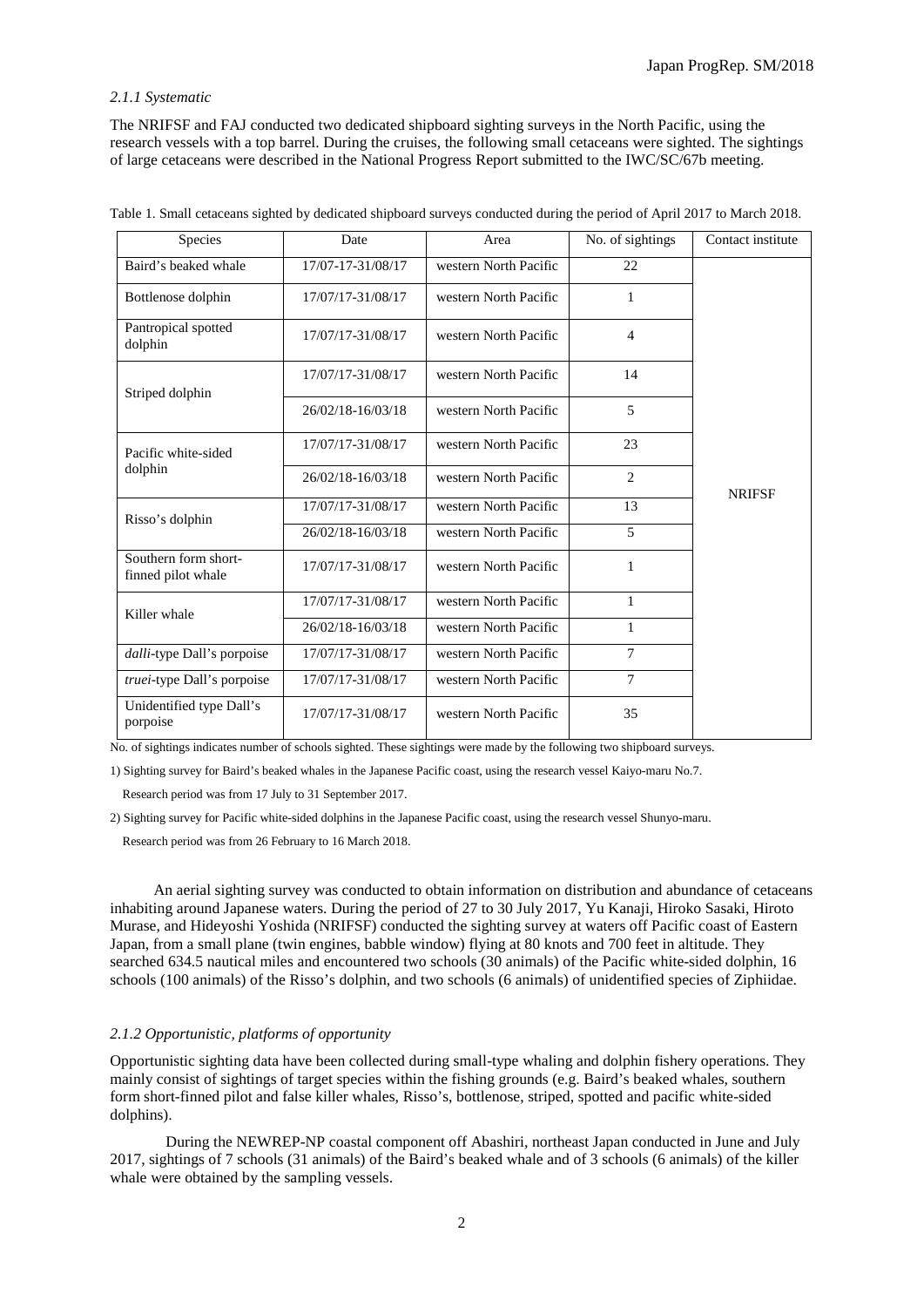#### *2.1.1 Systematic*

The NRIFSF and FAJ conducted two dedicated shipboard sighting surveys in the North Pacific, using the research vessels with a top barrel. During the cruises, the following small cetaceans were sighted. The sightings of large cetaceans were described in the National Progress Report submitted to the IWC/SC/67b meeting.

Table 1. Small cetaceans sighted by dedicated shipboard surveys conducted during the period of April 2017 to March 2018.

| Species | Date | Area | No. of sightings | Contact institute |
|---|---|---|---|---|
| Baird's beaked whale | 17/07-17-31/08/17 | western North Pacific | 22 | NRIFSF |
| Bottlenose dolphin | 17/07/17-31/08/17 | western North Pacific | 1 | |
| Pantropical spotted dolphin | 17/07/17-31/08/17 | western North Pacific | 4 | |
| Striped dolphin | 17/07/17-31/08/17 | western North Pacific | 14 | |
| | 26/02/18-16/03/18 | western North Pacific | 5 | |
| Pacific white-sided dolphin | 17/07/17-31/08/17 | western North Pacific | 23 | |
| | 26/02/18-16/03/18 | western North Pacific | 2 | |
| Risso's dolphin | 17/07/17-31/08/17 | western North Pacific | 13 | |
| | 26/02/18-16/03/18 | western North Pacific | 5 | |
| Southern form short-finned pilot whale | 17/07/17-31/08/17 | western North Pacific | 1 | |
| Killer whale | 17/07/17-31/08/17 | western North Pacific | 1 | |
| | 26/02/18-16/03/18 | western North Pacific | 1 | |
| *dalli*-type Dall's porpoise | 17/07/17-31/08/17 | western North Pacific | 7 | |
| *truei*-type Dall's porpoise | 17/07/17-31/08/17 | western North Pacific | 7 | |
| Unidentified type Dall's porpoise | 17/07/17-31/08/17 | western North Pacific | 35 | |

No. of sightings indicates number of schools sighted. These sightings were made by the following two shipboard surveys.

1) Sighting survey for Baird's beaked whales in the Japanese Pacific coast, using the research vessel Kaiyo-maru No.7.
   Research period was from 17 July to 31 September 2017.

2) Sighting survey for Pacific white-sided dolphins in the Japanese Pacific coast, using the research vessel Shunyo-maru.
   Research period was from 26 February to 16 March 2018.

An aerial sighting survey was conducted to obtain information on distribution and abundance of cetaceans inhabiting around Japanese waters. During the period of 27 to 30 July 2017, Yu Kanaji, Hiroko Sasaki, Hiroto Murase, and Hideyoshi Yoshida (NRIFSF) conducted the sighting survey at waters off Pacific coast of Eastern Japan, from a small plane (twin engines, babble window) flying at 80 knots and 700 feet in altitude. They searched 634.5 nautical miles and encountered two schools (30 animals) of the Pacific white-sided dolphin, 16 schools (100 animals) of the Risso's dolphin, and two schools (6 animals) of unidentified species of Ziphiidae.

#### *2.1.2 Opportunistic, platforms of opportunity*

Opportunistic sighting data have been collected during small-type whaling and dolphin fishery operations. They mainly consist of sightings of target species within the fishing grounds (e.g. Baird's beaked whales, southern form short-finned pilot and false killer whales, Risso's, bottlenose, striped, spotted and pacific white-sided dolphins).

During the NEWREP-NP coastal component off Abashiri, northeast Japan conducted in June and July 2017, sightings of 7 schools (31 animals) of the Baird's beaked whale and of 3 schools (6 animals) of the killer whale were obtained by the sampling vessels.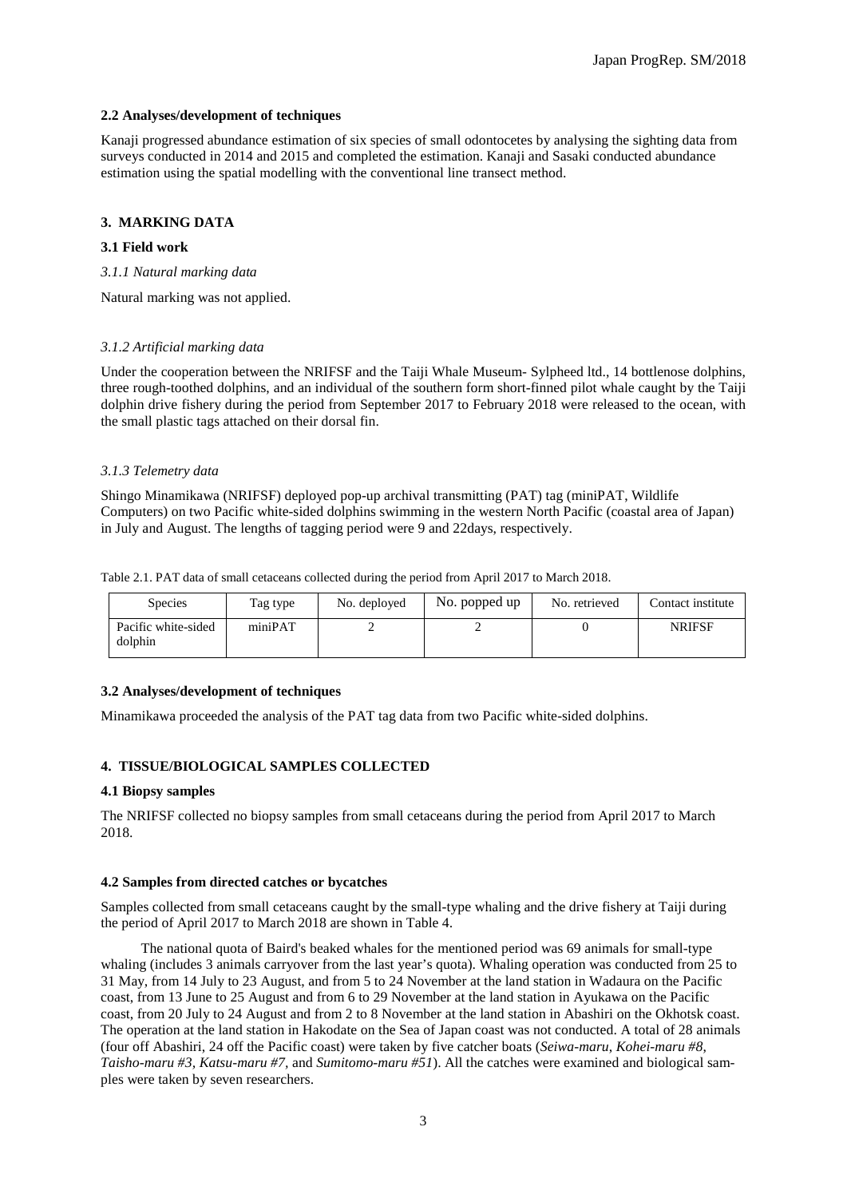### 2.2 Analyses/development of techniques

Kanaji progressed abundance estimation of six species of small odontocetes by analysing the sighting data from surveys conducted in 2014 and 2015 and completed the estimation. Kanaji and Sasaki conducted abundance estimation using the spatial modelling with the conventional line transect method.

## 3. MARKING DATA

### 3.1 Field work

*3.1.1 Natural marking data*

Natural marking was not applied.

*3.1.2 Artificial marking data*

Under the cooperation between the NRIFSF and the Taiji Whale Museum- Sylpheed ltd., 14 bottlenose dolphins, three rough-toothed dolphins, and an individual of the southern form short-finned pilot whale caught by the Taiji dolphin drive fishery during the period from September 2017 to February 2018 were released to the ocean, with the small plastic tags attached on their dorsal fin.

*3.1.3 Telemetry data*

Shingo Minamikawa (NRIFSF) deployed pop-up archival transmitting (PAT) tag (miniPAT, Wildlife Computers) on two Pacific white-sided dolphins swimming in the western North Pacific (coastal area of Japan) in July and August. The lengths of tagging period were 9 and 22days, respectively.

Table 2.1. PAT data of small cetaceans collected during the period from April 2017 to March 2018.

| Species | Tag type | No. deployed | No. popped up | No. retrieved | Contact institute |
|---|---|---|---|---|---|
| Pacific white-sided dolphin | miniPAT | 2 | 2 | 0 | NRIFSF |

### 3.2 Analyses/development of techniques

Minamikawa proceeded the analysis of the PAT tag data from two Pacific white-sided dolphins.

## 4. TISSUE/BIOLOGICAL SAMPLES COLLECTED

### 4.1 Biopsy samples

The NRIFSF collected no biopsy samples from small cetaceans during the period from April 2017 to March 2018.

### 4.2 Samples from directed catches or bycatches

Samples collected from small cetaceans caught by the small-type whaling and the drive fishery at Taiji during the period of April 2017 to March 2018 are shown in Table 4.

The national quota of Baird's beaked whales for the mentioned period was 69 animals for small-type whaling (includes 3 animals carryover from the last year's quota). Whaling operation was conducted from 25 to 31 May, from 14 July to 23 August, and from 5 to 24 November at the land station in Wadaura on the Pacific coast, from 13 June to 25 August and from 6 to 29 November at the land station in Ayukawa on the Pacific coast, from 20 July to 24 August and from 2 to 8 November at the land station in Abashiri on the Okhotsk coast. The operation at the land station in Hakodate on the Sea of Japan coast was not conducted. A total of 28 animals (four off Abashiri, 24 off the Pacific coast) were taken by five catcher boats (*Seiwa-maru*, *Kohei-maru #8*, *Taisho-maru #3*, *Katsu-maru #7*, and *Sumitomo-maru #51*). All the catches were examined and biological samples were taken by seven researchers.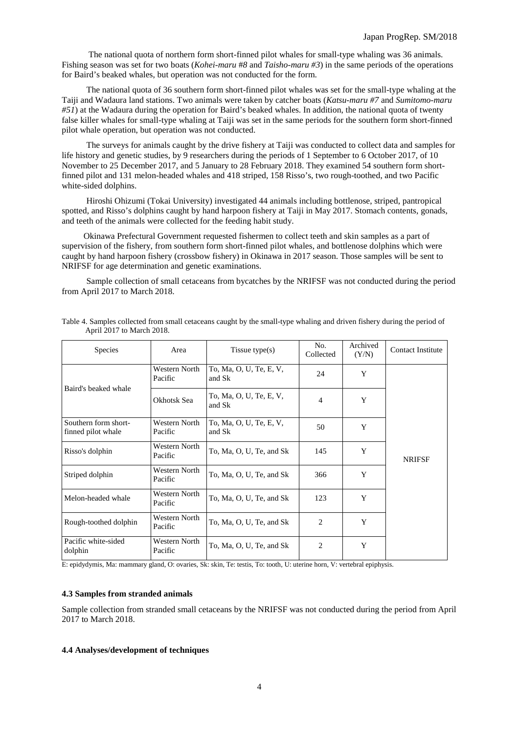The national quota of northern form short-finned pilot whales for small-type whaling was 36 animals. Fishing season was set for two boats (*Kohei-maru #8* and *Taisho-maru #3*) in the same periods of the operations for Baird's beaked whales, but operation was not conducted for the form.

The national quota of 36 southern form short-finned pilot whales was set for the small-type whaling at the Taiji and Wadaura land stations. Two animals were taken by catcher boats (*Katsu-maru #7* and *Sumitomo-maru #51*) at the Wadaura during the operation for Baird's beaked whales. In addition, the national quota of twenty false killer whales for small-type whaling at Taiji was set in the same periods for the southern form short-finned pilot whale operation, but operation was not conducted.

The surveys for animals caught by the drive fishery at Taiji was conducted to collect data and samples for life history and genetic studies, by 9 researchers during the periods of 1 September to 6 October 2017, of 10 November to 25 December 2017, and 5 January to 28 February 2018. They examined 54 southern form short-finned pilot and 131 melon-headed whales and 418 striped, 158 Risso's, two rough-toothed, and two Pacific white-sided dolphins.

Hiroshi Ohizumi (Tokai University) investigated 44 animals including bottlenose, striped, pantropical spotted, and Risso's dolphins caught by hand harpoon fishery at Taiji in May 2017. Stomach contents, gonads, and teeth of the animals were collected for the feeding habit study.

Okinawa Prefectural Government requested fishermen to collect teeth and skin samples as a part of supervision of the fishery, from southern form short-finned pilot whales, and bottlenose dolphins which were caught by hand harpoon fishery (crossbow fishery) in Okinawa in 2017 season. Those samples will be sent to NRIFSF for age determination and genetic examinations.

Sample collection of small cetaceans from bycatches by the NRIFSF was not conducted during the period from April 2017 to March 2018.

Table 4. Samples collected from small cetaceans caught by the small-type whaling and driven fishery during the period of April 2017 to March 2018.

| Species | Area | Tissue type(s) | No. Collected | Archived (Y/N) | Contact Institute |
|---|---|---|---|---|---|
| Baird's beaked whale | Western North Pacific | To, Ma, O, U, Te, E, V, and Sk | 24 | Y | NRIFSF |
| | Okhotsk Sea | To, Ma, O, U, Te, E, V, and Sk | 4 | Y | |
| Southern form short-finned pilot whale | Western North Pacific | To, Ma, O, U, Te, E, V, and Sk | 50 | Y | |
| Risso's dolphin | Western North Pacific | To, Ma, O, U, Te, and Sk | 145 | Y | |
| Striped dolphin | Western North Pacific | To, Ma, O, U, Te, and Sk | 366 | Y | |
| Melon-headed whale | Western North Pacific | To, Ma, O, U, Te, and Sk | 123 | Y | |
| Rough-toothed dolphin | Western North Pacific | To, Ma, O, U, Te, and Sk | 2 | Y | |
| Pacific white-sided dolphin | Western North Pacific | To, Ma, O, U, Te, and Sk | 2 | Y | |

E: epidydymis, Ma: mammary gland, O: ovaries, Sk: skin, Te: testis, To: tooth, U: uterine horn, V: vertebral epiphysis.

#### 4.3 Samples from stranded animals

Sample collection from stranded small cetaceans by the NRIFSF was not conducted during the period from April 2017 to March 2018.

#### 4.4 Analyses/development of techniques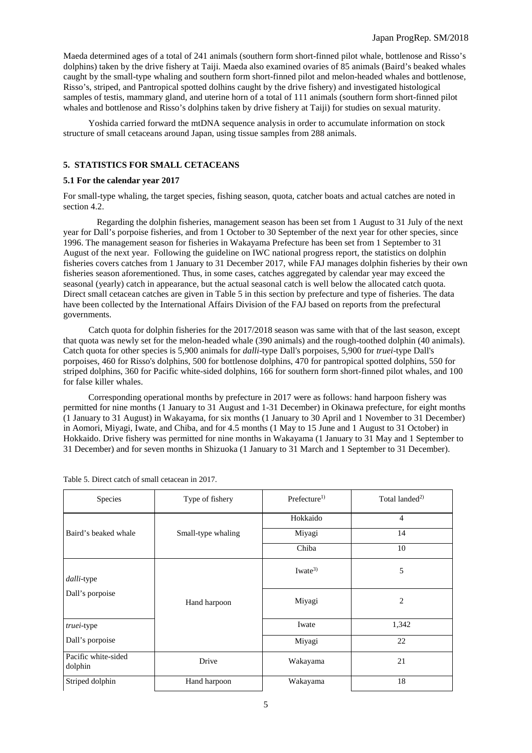Maeda determined ages of a total of 241 animals (southern form short-finned pilot whale, bottlenose and Risso's dolphins) taken by the drive fishery at Taiji. Maeda also examined ovaries of 85 animals (Baird's beaked whales caught by the small-type whaling and southern form short-finned pilot and melon-headed whales and bottlenose, Risso's, striped, and Pantropical spotted dolhins caught by the drive fishery) and investigated histological samples of testis, mammary gland, and uterine horn of a total of 111 animals (southern form short-finned pilot whales and bottlenose and Risso's dolphins taken by drive fishery at Taiji) for studies on sexual maturity.

Yoshida carried forward the mtDNA sequence analysis in order to accumulate information on stock structure of small cetaceans around Japan, using tissue samples from 288 animals.

## 5. STATISTICS FOR SMALL CETACEANS

### 5.1 For the calendar year 2017

For small-type whaling, the target species, fishing season, quota, catcher boats and actual catches are noted in section 4.2.

Regarding the dolphin fisheries, management season has been set from 1 August to 31 July of the next year for Dall's porpoise fisheries, and from 1 October to 30 September of the next year for other species, since 1996. The management season for fisheries in Wakayama Prefecture has been set from 1 September to 31 August of the next year. Following the guideline on IWC national progress report, the statistics on dolphin fisheries covers catches from 1 January to 31 December 2017, while FAJ manages dolphin fisheries by their own fisheries season aforementioned. Thus, in some cases, catches aggregated by calendar year may exceed the seasonal (yearly) catch in appearance, but the actual seasonal catch is well below the allocated catch quota. Direct small cetacean catches are given in Table 5 in this section by prefecture and type of fisheries. The data have been collected by the International Affairs Division of the FAJ based on reports from the prefectural governments.

Catch quota for dolphin fisheries for the 2017/2018 season was same with that of the last season, except that quota was newly set for the melon-headed whale (390 animals) and the rough-toothed dolphin (40 animals). Catch quota for other species is 5,900 animals for *dalli*-type Dall's porpoises, 5,900 for *truei*-type Dall's porpoises, 460 for Risso's dolphins, 500 for bottlenose dolphins, 470 for pantropical spotted dolphins, 550 for striped dolphins, 360 for Pacific white-sided dolphins, 166 for southern form short-finned pilot whales, and 100 for false killer whales.

Corresponding operational months by prefecture in 2017 were as follows: hand harpoon fishery was permitted for nine months (1 January to 31 August and 1-31 December) in Okinawa prefecture, for eight months (1 January to 31 August) in Wakayama, for six months (1 January to 30 April and 1 November to 31 December) in Aomori, Miyagi, Iwate, and Chiba, and for 4.5 months (1 May to 15 June and 1 August to 31 October) in Hokkaido. Drive fishery was permitted for nine months in Wakayama (1 January to 31 May and 1 September to 31 December) and for seven months in Shizuoka (1 January to 31 March and 1 September to 31 December).

Table 5. Direct catch of small cetacean in 2017.

| Species | Type of fishery | Prefecture[1)] | Total landed[2)] |
|---|---|---|---|
| Baird's beaked whale | Small-type whaling | Hokkaido | 4 |
| | | Miyagi | 14 |
| | | Chiba | 10 |
| *dalli*-type Dall's porpoise | Hand harpoon | Iwate[3)] | 5 |
| | | Miyagi | 2 |
| *truei*-type Dall's porpoise | | Iwate | 1,342 |
| | | Miyagi | 22 |
| Pacific white-sided dolphin | Drive | Wakayama | 21 |
| Striped dolphin | Hand harpoon | Wakayama | 18 |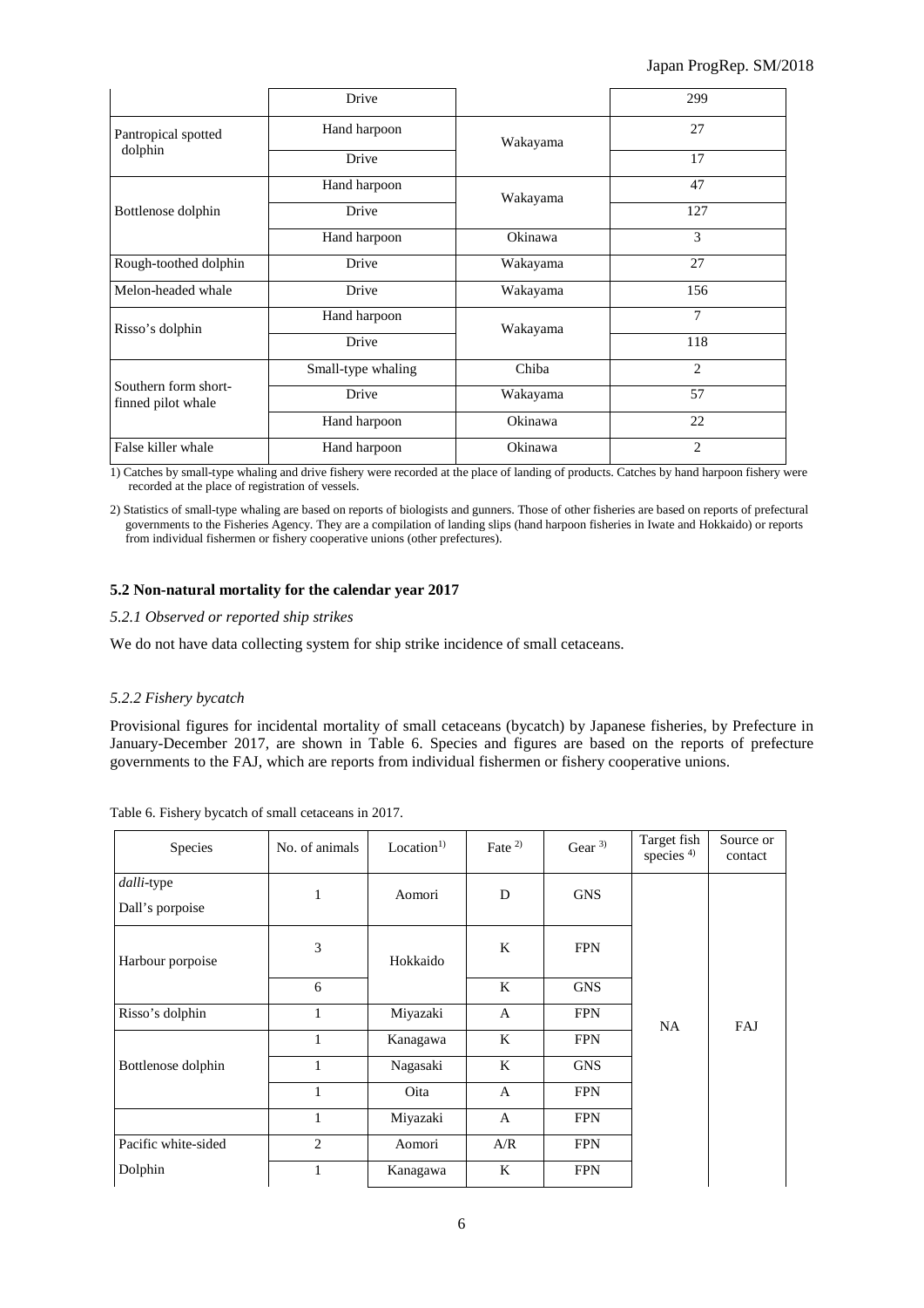| | Drive | | 299 |
|---|---|---|---|
| Pantropical spotted dolphin | Hand harpoon | Wakayama | 27 |
| | Drive | | 17 |
| Bottlenose dolphin | Hand harpoon | Wakayama | 47 |
| | Drive | | 127 |
| | Hand harpoon | Okinawa | 3 |
| Rough-toothed dolphin | Drive | Wakayama | 27 |
| Melon-headed whale | Drive | Wakayama | 156 |
| Risso's dolphin | Hand harpoon | Wakayama | 7 |
| | Drive | | 118 |
| Southern form short-finned pilot whale | Small-type whaling | Chiba | 2 |
| | Drive | Wakayama | 57 |
| | Hand harpoon | Okinawa | 22 |
| False killer whale | Hand harpoon | Okinawa | 2 |

1) Catches by small-type whaling and drive fishery were recorded at the place of landing of products. Catches by hand harpoon fishery were recorded at the place of registration of vessels.

2) Statistics of small-type whaling are based on reports of biologists and gunners. Those of other fisheries are based on reports of prefectural governments to the Fisheries Agency. They are a compilation of landing slips (hand harpoon fisheries in Iwate and Hokkaido) or reports from individual fishermen or fishery cooperative unions (other prefectures).

### 5.2 Non-natural mortality for the calendar year 2017

#### *5.2.1 Observed or reported ship strikes*

We do not have data collecting system for ship strike incidence of small cetaceans.

#### *5.2.2 Fishery bycatch*

Provisional figures for incidental mortality of small cetaceans (bycatch) by Japanese fisheries, by Prefecture in January-December 2017, are shown in Table 6. Species and figures are based on the reports of prefecture governments to the FAJ, which are reports from individual fishermen or fishery cooperative unions.

Table 6. Fishery bycatch of small cetaceans in 2017.

| Species | No. of animals | Location[1)] | Fate [2)] | Gear [3)] | Target fish species [4)] | Source or contact |
|---|---|---|---|---|---|---|
| *dalli*-type Dall's porpoise | 1 | Aomori | D | GNS | NA | FAJ |
| Harbour porpoise | 3 | Hokkaido | K | FPN | | |
| | 6 | | K | GNS | | |
| Risso's dolphin | 1 | Miyazaki | A | FPN | | |
| Bottlenose dolphin | 1 | Kanagawa | K | FPN | | |
| | 1 | Nagasaki | K | GNS | | |
| | 1 | Oita | A | FPN | | |
| | 1 | Miyazaki | A | FPN | | |
| Pacific white-sided Dolphin | 2 | Aomori | A/R | FPN | | |
| | 1 | Kanagawa | K | FPN | | |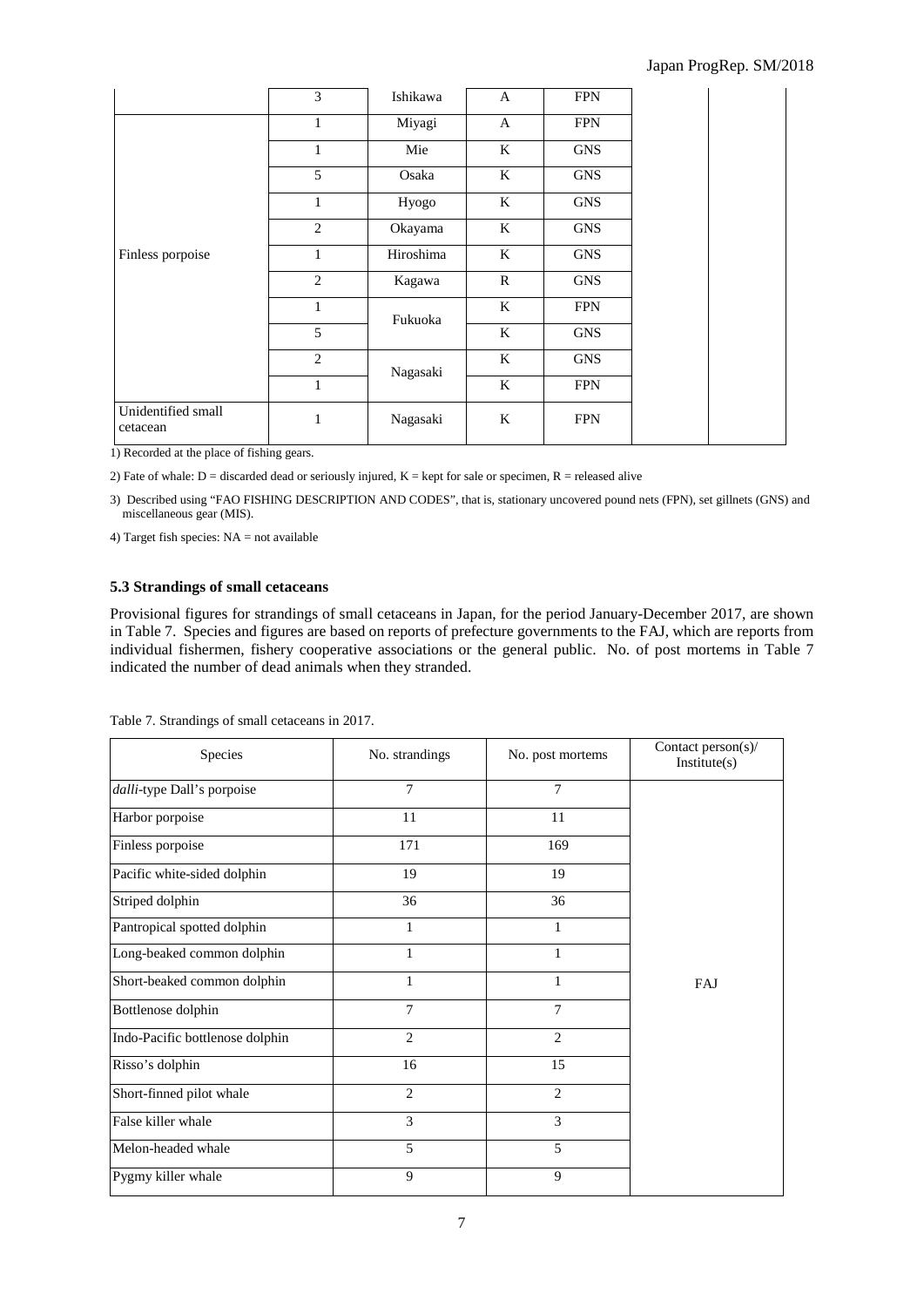| | | | | | | |
|---|---|---|---|---|---|---|
| | 3 | Ishikawa | A | FPN | | |
| Finless porpoise | 1 | Miyagi | A | FPN | | |
| | 1 | Mie | K | GNS | | |
| | 5 | Osaka | K | GNS | | |
| | 1 | Hyogo | K | GNS | | |
| | 2 | Okayama | K | GNS | | |
| | 1 | Hiroshima | K | GNS | | |
| | 2 | Kagawa | R | GNS | | |
| | 1 | Fukuoka | K | FPN | | |
| | 5 | | K | GNS | | |
| | 2 | Nagasaki | K | GNS | | |
| | 1 | | K | FPN | | |
| Unidentified small cetacean | 1 | Nagasaki | K | FPN | | |

1) Recorded at the place of fishing gears.

2) Fate of whale: D = discarded dead or seriously injured, K = kept for sale or specimen, R = released alive

3) Described using "FAO FISHING DESCRIPTION AND CODES", that is, stationary uncovered pound nets (FPN), set gillnets (GNS) and miscellaneous gear (MIS).

4) Target fish species: NA = not available

### 5.3 Strandings of small cetaceans

Provisional figures for strandings of small cetaceans in Japan, for the period January-December 2017, are shown in Table 7. Species and figures are based on reports of prefecture governments to the FAJ, which are reports from individual fishermen, fishery cooperative associations or the general public. No. of post mortems in Table 7 indicated the number of dead animals when they stranded.

Table 7. Strandings of small cetaceans in 2017.

| Species | No. strandings | No. post mortems | Contact person(s)/ Institute(s) |
|---|---|---|---|
| *dalli*-type Dall's porpoise | 7 | 7 | FAJ |
| Harbor porpoise | 11 | 11 | |
| Finless porpoise | 171 | 169 | |
| Pacific white-sided dolphin | 19 | 19 | |
| Striped dolphin | 36 | 36 | |
| Pantropical spotted dolphin | 1 | 1 | |
| Long-beaked common dolphin | 1 | 1 | |
| Short-beaked common dolphin | 1 | 1 | |
| Bottlenose dolphin | 7 | 7 | |
| Indo-Pacific bottlenose dolphin | 2 | 2 | |
| Risso's dolphin | 16 | 15 | |
| Short-finned pilot whale | 2 | 2 | |
| False killer whale | 3 | 3 | |
| Melon-headed whale | 5 | 5 | |
| Pygmy killer whale | 9 | 9 | |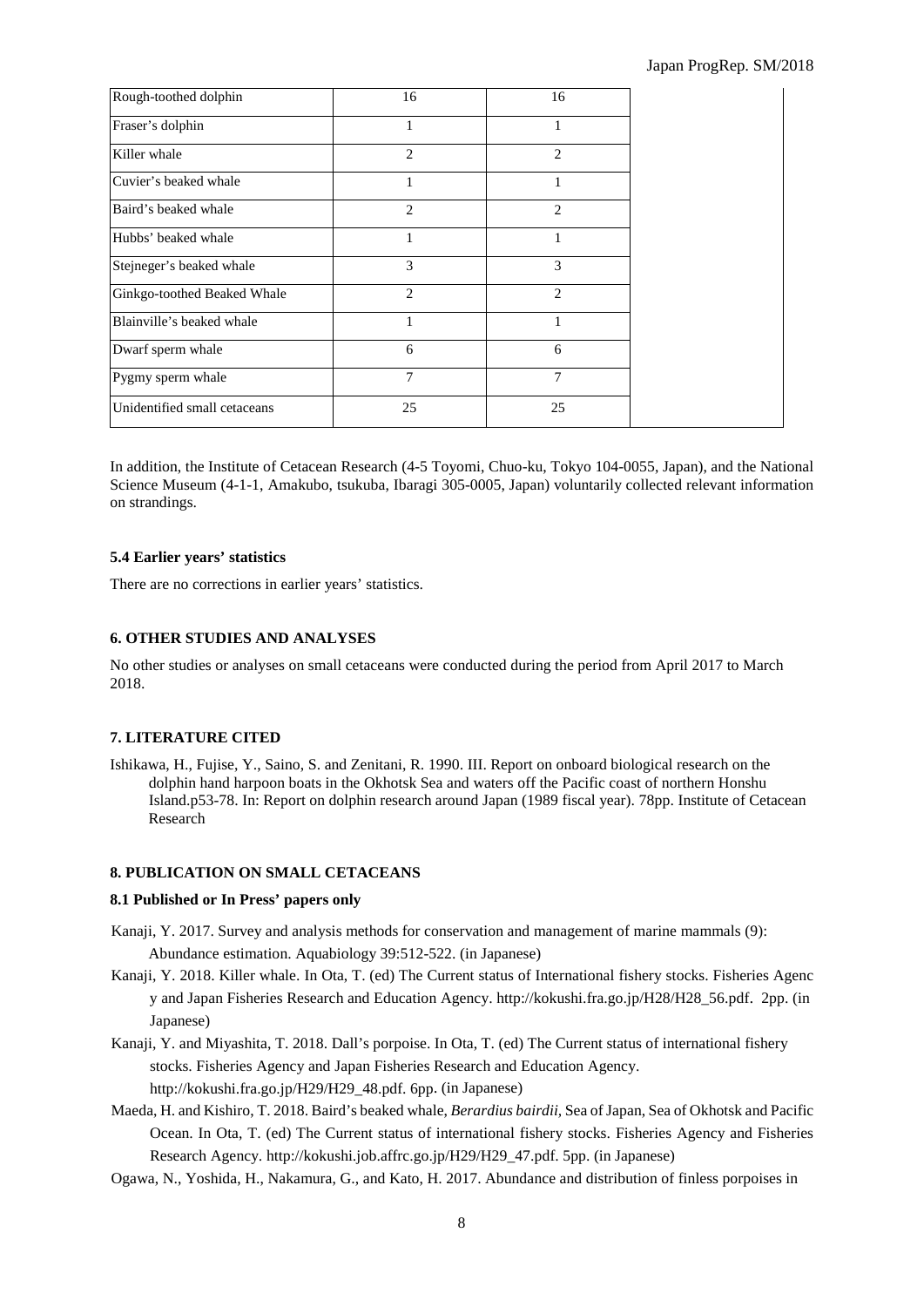| | | | |
|---|---|---|---|
| Rough-toothed dolphin | 16 | 16 | |
| Fraser's dolphin | 1 | 1 | |
| Killer whale | 2 | 2 | |
| Cuvier's beaked whale | 1 | 1 | |
| Baird's beaked whale | 2 | 2 | |
| Hubbs' beaked whale | 1 | 1 | |
| Stejneger's beaked whale | 3 | 3 | |
| Ginkgo-toothed Beaked Whale | 2 | 2 | |
| Blainville's beaked whale | 1 | 1 | |
| Dwarf sperm whale | 6 | 6 | |
| Pygmy sperm whale | 7 | 7 | |
| Unidentified small cetaceans | 25 | 25 | |

In addition, the Institute of Cetacean Research (4-5 Toyomi, Chuo-ku, Tokyo 104-0055, Japan), and the National Science Museum (4-1-1, Amakubo, tsukuba, Ibaragi 305-0005, Japan) voluntarily collected relevant information on strandings.

### 5.4 Earlier years' statistics

There are no corrections in earlier years' statistics.

## 6. OTHER STUDIES AND ANALYSES

No other studies or analyses on small cetaceans were conducted during the period from April 2017 to March 2018.

## 7. LITERATURE CITED

Ishikawa, H., Fujise, Y., Saino, S. and Zenitani, R. 1990. III. Report on onboard biological research on the dolphin hand harpoon boats in the Okhotsk Sea and waters off the Pacific coast of northern Honshu Island.p53-78. In: Report on dolphin research around Japan (1989 fiscal year). 78pp. Institute of Cetacean Research

## 8. PUBLICATION ON SMALL CETACEANS

### 8.1 Published or In Press' papers only

Kanaji, Y. 2017. Survey and analysis methods for conservation and management of marine mammals (9): Abundance estimation. Aquabiology 39:512-522. (in Japanese)

Kanaji, Y. 2018. Killer whale. In Ota, T. (ed) The Current status of International fishery stocks. Fisheries Agenc y and Japan Fisheries Research and Education Agency. http://kokushi.fra.go.jp/H28/H28_56.pdf. 2pp. (in Japanese)

Kanaji, Y. and Miyashita, T. 2018. Dall's porpoise. In Ota, T. (ed) The Current status of international fishery stocks. Fisheries Agency and Japan Fisheries Research and Education Agency. http://kokushi.fra.go.jp/H29/H29_48.pdf. 6pp. (in Japanese)

Maeda, H. and Kishiro, T. 2018. Baird's beaked whale, *Berardius bairdii*, Sea of Japan, Sea of Okhotsk and Pacific Ocean. In Ota, T. (ed) The Current status of international fishery stocks. Fisheries Agency and Fisheries Research Agency. http://kokushi.job.affrc.go.jp/H29/H29_47.pdf. 5pp. (in Japanese)

Ogawa, N., Yoshida, H., Nakamura, G., and Kato, H. 2017. Abundance and distribution of finless porpoises in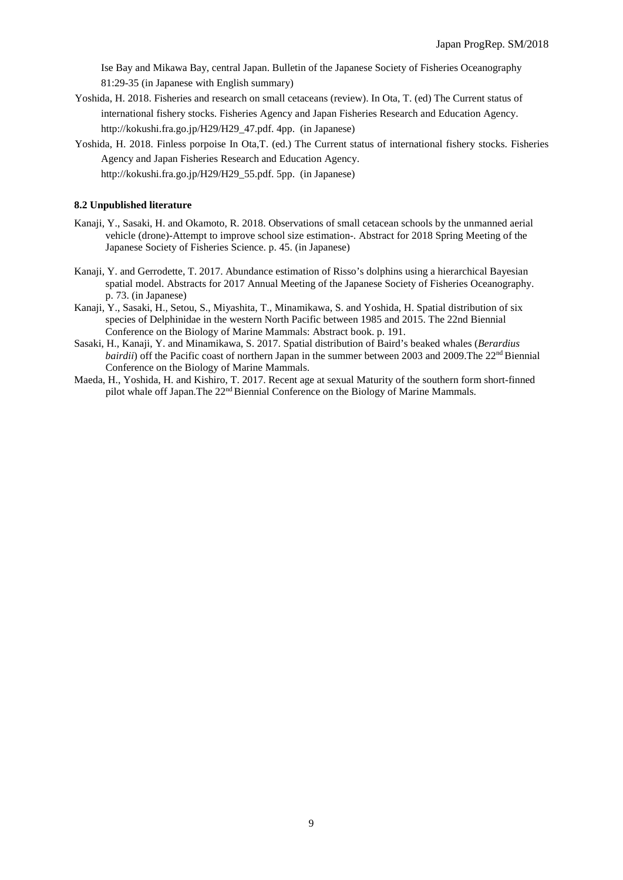Ise Bay and Mikawa Bay, central Japan. Bulletin of the Japanese Society of Fisheries Oceanography 81:29-35 (in Japanese with English summary)

Yoshida, H. 2018. Fisheries and research on small cetaceans (review). In Ota, T. (ed) The Current status of international fishery stocks. Fisheries Agency and Japan Fisheries Research and Education Agency. http://kokushi.fra.go.jp/H29/H29_47.pdf. 4pp. (in Japanese)

Yoshida, H. 2018. Finless porpoise In Ota,T. (ed.) The Current status of international fishery stocks. Fisheries Agency and Japan Fisheries Research and Education Agency. http://kokushi.fra.go.jp/H29/H29_55.pdf. 5pp. (in Japanese)

**8.2 Unpublished literature**

Kanaji, Y., Sasaki, H. and Okamoto, R. 2018. Observations of small cetacean schools by the unmanned aerial vehicle (drone)-Attempt to improve school size estimation-. Abstract for 2018 Spring Meeting of the Japanese Society of Fisheries Science. p. 45. (in Japanese)

Kanaji, Y. and Gerrodette, T. 2017. Abundance estimation of Risso's dolphins using a hierarchical Bayesian spatial model. Abstracts for 2017 Annual Meeting of the Japanese Society of Fisheries Oceanography. p. 73. (in Japanese)

Kanaji, Y., Sasaki, H., Setou, S., Miyashita, T., Minamikawa, S. and Yoshida, H. Spatial distribution of six species of Delphinidae in the western North Pacific between 1985 and 2015. The 22nd Biennial Conference on the Biology of Marine Mammals: Abstract book. p. 191.

Sasaki, H., Kanaji, Y. and Minamikawa, S. 2017. Spatial distribution of Baird's beaked whales (*Berardius bairdii*) off the Pacific coast of northern Japan in the summer between 2003 and 2009.The 22nd Biennial Conference on the Biology of Marine Mammals.

Maeda, H., Yoshida, H. and Kishiro, T. 2017. Recent age at sexual Maturity of the southern form short-finned pilot whale off Japan.The 22nd Biennial Conference on the Biology of Marine Mammals.